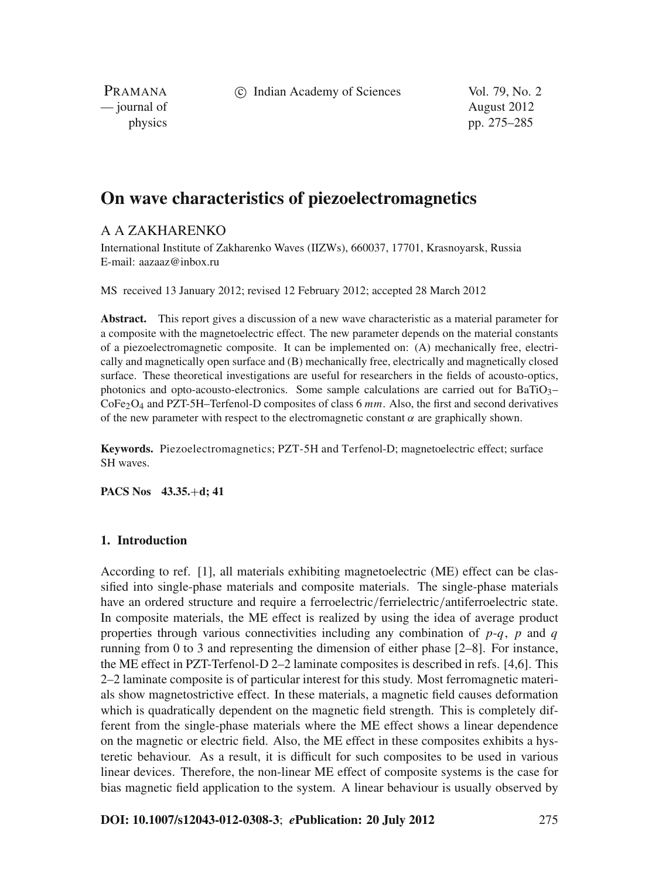# On wave characteristics of piezoelectromagnetics

A A ZAKHARENKO

International Institute of Zakharenko Waves (IIZWs), 660037, 17701, Krasnoyarsk, Russia
E-mail: aazaaz@inbox.ru

MS received 13 January 2012; revised 12 February 2012; accepted 28 March 2012

**Abstract.** This report gives a discussion of a new wave characteristic as a material parameter for a composite with the magnetoelectric effect. The new parameter depends on the material constants of a piezoelectromagnetic composite. It can be implemented on: (A) mechanically free, electrically and magnetically open surface and (B) mechanically free, electrically and magnetically closed surface. These theoretical investigations are useful for researchers in the fields of acousto-optics, photonics and opto-acousto-electronics. Some sample calculations are carried out for $BaTiO_3$–$CoFe_2O_4$ and PZT-5H–Terfenol-D composites of class 6 *mm*. Also, the first and second derivatives of the new parameter with respect to the electromagnetic constant $\alpha$ are graphically shown.

**Keywords.** Piezoelectromagnetics; PZT-5H and Terfenol-D; magnetoelectric effect; surface SH waves.

**PACS Nos** 43.35.+d; 41

## 1. Introduction

According to ref. [1], all materials exhibiting magnetoelectric (ME) effect can be classified into single-phase materials and composite materials. The single-phase materials have an ordered structure and require a ferroelectric/ferrielectric/antiferroelectric state. In composite materials, the ME effect is realized by using the idea of average product properties through various connectivities including any combination of *p*-*q*, *p* and *q* running from 0 to 3 and representing the dimension of either phase [2–8]. For instance, the ME effect in PZT-Terfenol-D 2–2 laminate composites is described in refs. [4,6]. This 2–2 laminate composite is of particular interest for this study. Most ferromagnetic materials show magnetostrictive effect. In these materials, a magnetic field causes deformation which is quadratically dependent on the magnetic field strength. This is completely different from the single-phase materials where the ME effect shows a linear dependence on the magnetic or electric field. Also, the ME effect in these composites exhibits a hysteretic behaviour. As a result, it is difficult for such composites to be used in various linear devices. Therefore, the non-linear ME effect of composite systems is the case for bias magnetic field application to the system. A linear behaviour is usually observed by

**DOI: 10.1007/s12043-012-0308-3**; ***e*Publication: 20 July 2012**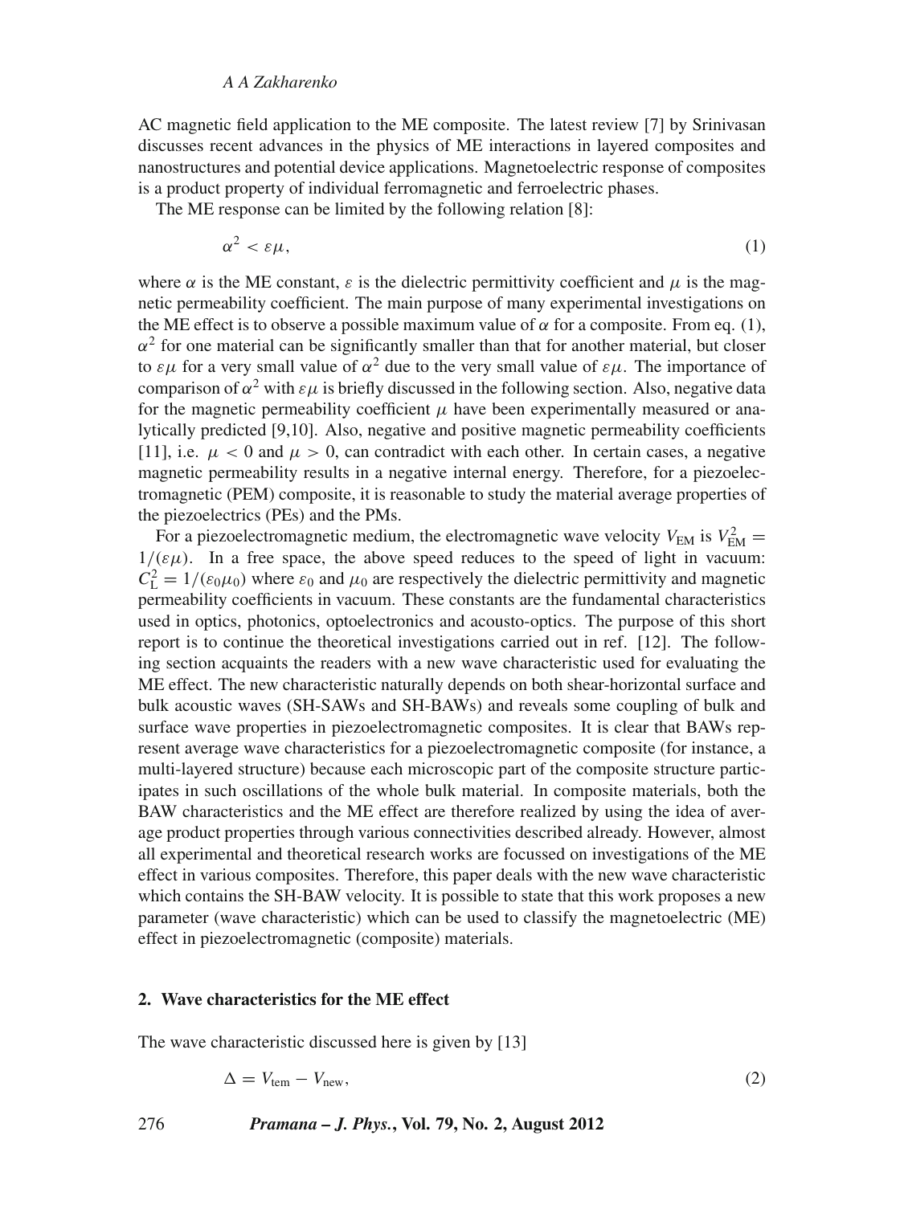AC magnetic field application to the ME composite. The latest review [7] by Srinivasan discusses recent advances in the physics of ME interactions in layered composites and nanostructures and potential device applications. Magnetoelectric response of composites is a product property of individual ferromagnetic and ferroelectric phases.

The ME response can be limited by the following relation [8]:

$$\alpha^2 < \varepsilon\mu, \tag{1}$$

where $\alpha$ is the ME constant, $\varepsilon$ is the dielectric permittivity coefficient and $\mu$ is the magnetic permeability coefficient. The main purpose of many experimental investigations on the ME effect is to observe a possible maximum value of $\alpha$ for a composite. From eq. (1), $\alpha^2$ for one material can be significantly smaller than that for another material, but closer to $\varepsilon\mu$ for a very small value of $\alpha^2$ due to the very small value of $\varepsilon\mu$. The importance of comparison of $\alpha^2$ with $\varepsilon\mu$ is briefly discussed in the following section. Also, negative data for the magnetic permeability coefficient $\mu$ have been experimentally measured or analytically predicted [9,10]. Also, negative and positive magnetic permeability coefficients [11], i.e. $\mu < 0$ and $\mu > 0$, can contradict with each other. In certain cases, a negative magnetic permeability results in a negative internal energy. Therefore, for a piezoelectromagnetic (PEM) composite, it is reasonable to study the material average properties of the piezoelectrics (PEs) and the PMs.

For a piezoelectromagnetic medium, the electromagnetic wave velocity $V_{\mathrm{EM}}$ is $V_{\mathrm{EM}}^2 = 1/(\varepsilon\mu)$. In a free space, the above speed reduces to the speed of light in vacuum: $C_{\mathrm{L}}^2 = 1/(\varepsilon_0\mu_0)$ where $\varepsilon_0$ and $\mu_0$ are respectively the dielectric permittivity and magnetic permeability coefficients in vacuum. These constants are the fundamental characteristics used in optics, photonics, optoelectronics and acousto-optics. The purpose of this short report is to continue the theoretical investigations carried out in ref. [12]. The following section acquaints the readers with a new wave characteristic used for evaluating the ME effect. The new characteristic naturally depends on both shear-horizontal surface and bulk acoustic waves (SH-SAWs and SH-BAWs) and reveals some coupling of bulk and surface wave properties in piezoelectromagnetic composites. It is clear that BAWs represent average wave characteristics for a piezoelectromagnetic composite (for instance, a multi-layered structure) because each microscopic part of the composite structure participates in such oscillations of the whole bulk material. In composite materials, both the BAW characteristics and the ME effect are therefore realized by using the idea of average product properties through various connectivities described already. However, almost all experimental and theoretical research works are focussed on investigations of the ME effect in various composites. Therefore, this paper deals with the new wave characteristic which contains the SH-BAW velocity. It is possible to state that this work proposes a new parameter (wave characteristic) which can be used to classify the magnetoelectric (ME) effect in piezoelectromagnetic (composite) materials.

## 2. Wave characteristics for the ME effect

The wave characteristic discussed here is given by [13]

$$\Delta = V_{\mathrm{tem}} - V_{\mathrm{new}}, \tag{2}$$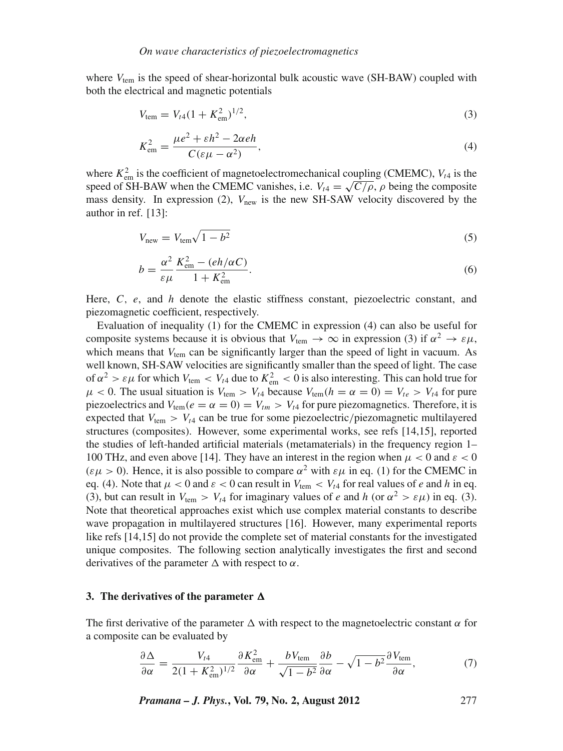where $V_{\text{tem}}$ is the speed of shear-horizontal bulk acoustic wave (SH-BAW) coupled with both the electrical and magnetic potentials

$$V_{\text{tem}} = V_{t4}(1 + K_{\text{em}}^2)^{1/2}, \tag{3}$$

$$K_{\text{em}}^2 = \frac{\mu e^2 + \varepsilon h^2 - 2\alpha e h}{C(\varepsilon\mu - \alpha^2)}, \tag{4}$$

where $K_{\text{em}}^2$ is the coefficient of magnetoelectromechanical coupling (CMEMC), $V_{t4}$ is the speed of SH-BAW when the CMEMC vanishes, i.e. $V_{t4} = \sqrt{C/\rho}$, $\rho$ being the composite mass density. In expression (2), $V_{\text{new}}$ is the new SH-SAW velocity discovered by the author in ref. [13]:

$$V_{\text{new}} = V_{\text{tem}}\sqrt{1 - b^2} \tag{5}$$

$$b = \frac{\alpha^2}{\varepsilon\mu} \frac{K_{\text{em}}^2 - (eh/\alpha C)}{1 + K_{\text{em}}^2}. \tag{6}$$

Here, $C$, $e$, and $h$ denote the elastic stiffness constant, piezoelectric constant, and piezomagnetic coefficient, respectively.

Evaluation of inequality (1) for the CMEMC in expression (4) can also be useful for composite systems because it is obvious that $V_{\text{tem}} \to \infty$ in expression (3) if $\alpha^2 \to \varepsilon\mu$, which means that $V_{\text{tem}}$ can be significantly larger than the speed of light in vacuum. As well known, SH-SAW velocities are significantly smaller than the speed of light. The case of $\alpha^2 > \varepsilon\mu$ for which $V_{\text{tem}} < V_{t4}$ due to $K_{\text{em}}^2 < 0$ is also interesting. This can hold true for $\mu < 0$. The usual situation is $V_{\text{tem}} > V_{t4}$ because $V_{\text{tem}}(h = \alpha = 0) = V_{te} > V_{t4}$ for pure piezoelectrics and $V_{\text{tem}}(e = \alpha = 0) = V_{tm} > V_{t4}$ for pure piezomagnetics. Therefore, it is expected that $V_{\text{tem}} > V_{t4}$ can be true for some piezoelectric/piezomagnetic multilayered structures (composites). However, some experimental works, see refs [14,15], reported the studies of left-handed artificial materials (metamaterials) in the frequency region 1–100 THz, and even above [14]. They have an interest in the region when $\mu < 0$ and $\varepsilon < 0$ ($\varepsilon\mu > 0$). Hence, it is also possible to compare $\alpha^2$ with $\varepsilon\mu$ in eq. (1) for the CMEMC in eq. (4). Note that $\mu < 0$ and $\varepsilon < 0$ can result in $V_{\text{tem}} < V_{t4}$ for real values of $e$ and $h$ in eq. (3), but can result in $V_{\text{tem}} > V_{t4}$ for imaginary values of $e$ and $h$ (or $\alpha^2 > \varepsilon\mu$) in eq. (3). Note that theoretical approaches exist which use complex material constants to describe wave propagation in multilayered structures [16]. However, many experimental reports like refs [14,15] do not provide the complete set of material constants for the investigated unique composites. The following section analytically investigates the first and second derivatives of the parameter $\Delta$ with respect to $\alpha$.

## 3. The derivatives of the parameter $\Delta$

The first derivative of the parameter $\Delta$ with respect to the magnetoelectric constant $\alpha$ for a composite can be evaluated by

$$\frac{\partial\Delta}{\partial\alpha} = \frac{V_{t4}}{2(1 + K_{\text{em}}^2)^{1/2}} \frac{\partial K_{\text{em}}^2}{\partial\alpha} + \frac{bV_{\text{tem}}}{\sqrt{1 - b^2}} \frac{\partial b}{\partial\alpha} - \sqrt{1 - b^2} \frac{\partial V_{\text{tem}}}{\partial\alpha}, \tag{7}$$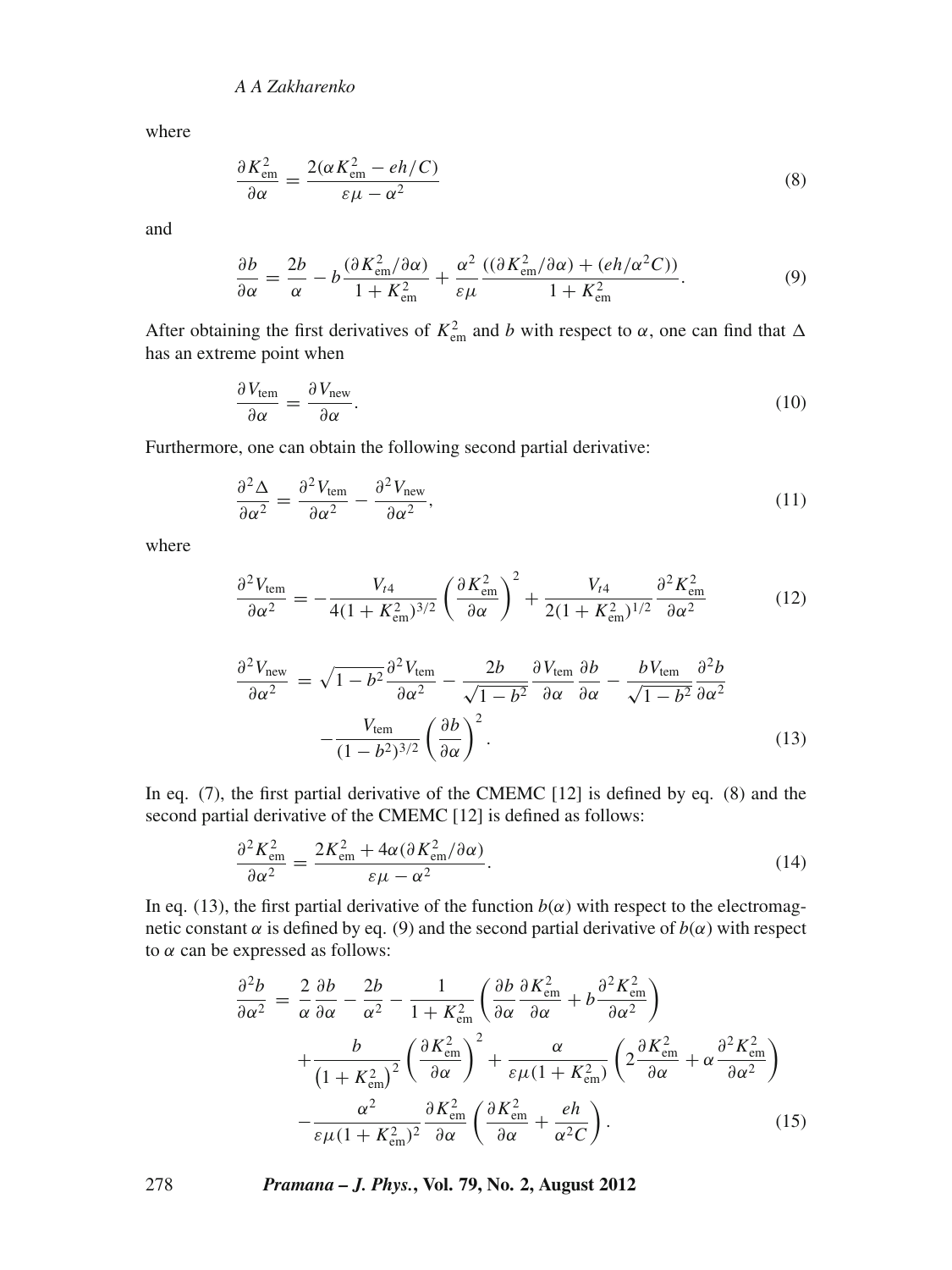where

$$\frac{\partial K_{\mathrm{em}}^2}{\partial \alpha} = \frac{2(\alpha K_{\mathrm{em}}^2 - eh/C)}{\varepsilon\mu - \alpha^2} \tag{8}$$

and

$$\frac{\partial b}{\partial \alpha} = \frac{2b}{\alpha} - b\frac{(\partial K_{\mathrm{em}}^2/\partial \alpha)}{1 + K_{\mathrm{em}}^2} + \frac{\alpha^2}{\varepsilon\mu}\frac{((\partial K_{\mathrm{em}}^2/\partial \alpha) + (eh/\alpha^2 C))}{1 + K_{\mathrm{em}}^2}. \tag{9}$$

After obtaining the first derivatives of $K_{\mathrm{em}}^2$ and $b$ with respect to $\alpha$, one can find that $\Delta$ has an extreme point when

$$\frac{\partial V_{\mathrm{tem}}}{\partial \alpha} = \frac{\partial V_{\mathrm{new}}}{\partial \alpha}. \tag{10}$$

Furthermore, one can obtain the following second partial derivative:

$$\frac{\partial^2 \Delta}{\partial \alpha^2} = \frac{\partial^2 V_{\mathrm{tem}}}{\partial \alpha^2} - \frac{\partial^2 V_{\mathrm{new}}}{\partial \alpha^2}, \tag{11}$$

where

$$\frac{\partial^2 V_{\mathrm{tem}}}{\partial \alpha^2} = -\frac{V_{t4}}{4(1 + K_{\mathrm{em}}^2)^{3/2}}\left(\frac{\partial K_{\mathrm{em}}^2}{\partial \alpha}\right)^2 + \frac{V_{t4}}{2(1 + K_{\mathrm{em}}^2)^{1/2}}\frac{\partial^2 K_{\mathrm{em}}^2}{\partial \alpha^2} \tag{12}$$

$$\begin{aligned}\frac{\partial^2 V_{\mathrm{new}}}{\partial \alpha^2} &= \sqrt{1-b^2}\frac{\partial^2 V_{\mathrm{tem}}}{\partial \alpha^2} - \frac{2b}{\sqrt{1-b^2}}\frac{\partial V_{\mathrm{tem}}}{\partial \alpha}\frac{\partial b}{\partial \alpha} - \frac{bV_{\mathrm{tem}}}{\sqrt{1-b^2}}\frac{\partial^2 b}{\partial \alpha^2} \\ &\quad -\frac{V_{\mathrm{tem}}}{(1-b^2)^{3/2}}\left(\frac{\partial b}{\partial \alpha}\right)^2.\end{aligned} \tag{13}$$

In eq. (7), the first partial derivative of the CMEMC [12] is defined by eq. (8) and the second partial derivative of the CMEMC [12] is defined as follows:

$$\frac{\partial^2 K_{\mathrm{em}}^2}{\partial \alpha^2} = \frac{2K_{\mathrm{em}}^2 + 4\alpha(\partial K_{\mathrm{em}}^2/\partial \alpha)}{\varepsilon\mu - \alpha^2}. \tag{14}$$

In eq. (13), the first partial derivative of the function $b(\alpha)$ with respect to the electromagnetic constant $\alpha$ is defined by eq. (9) and the second partial derivative of $b(\alpha)$ with respect to $\alpha$ can be expressed as follows:

$$\begin{aligned}\frac{\partial^2 b}{\partial \alpha^2} &= \frac{2}{\alpha}\frac{\partial b}{\partial \alpha} - \frac{2b}{\alpha^2} - \frac{1}{1 + K_{\mathrm{em}}^2}\left(\frac{\partial b}{\partial \alpha}\frac{\partial K_{\mathrm{em}}^2}{\partial \alpha} + b\frac{\partial^2 K_{\mathrm{em}}^2}{\partial \alpha^2}\right) \\ &\quad + \frac{b}{\left(1 + K_{\mathrm{em}}^2\right)^2}\left(\frac{\partial K_{\mathrm{em}}^2}{\partial \alpha}\right)^2 + \frac{\alpha}{\varepsilon\mu(1 + K_{\mathrm{em}}^2)}\left(2\frac{\partial K_{\mathrm{em}}^2}{\partial \alpha} + \alpha\frac{\partial^2 K_{\mathrm{em}}^2}{\partial \alpha^2}\right) \\ &\quad - \frac{\alpha^2}{\varepsilon\mu(1 + K_{\mathrm{em}}^2)^2}\frac{\partial K_{\mathrm{em}}^2}{\partial \alpha}\left(\frac{\partial K_{\mathrm{em}}^2}{\partial \alpha} + \frac{eh}{\alpha^2 C}\right).\end{aligned} \tag{15}$$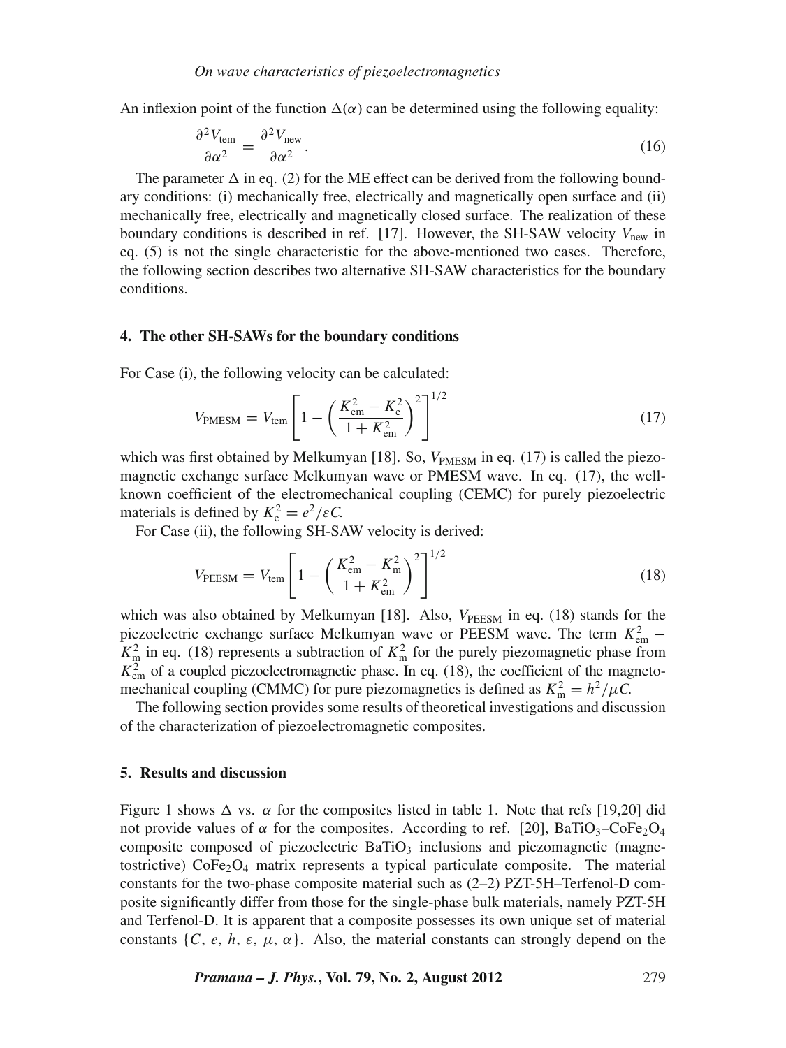An inflexion point of the function $\Delta(\alpha)$ can be determined using the following equality:

$$\frac{\partial^2 V_{\text{tem}}}{\partial \alpha^2} = \frac{\partial^2 V_{\text{new}}}{\partial \alpha^2}. \tag{16}$$

The parameter $\Delta$ in eq. (2) for the ME effect can be derived from the following boundary conditions: (i) mechanically free, electrically and magnetically open surface and (ii) mechanically free, electrically and magnetically closed surface. The realization of these boundary conditions is described in ref. [17]. However, the SH-SAW velocity $V_{\text{new}}$ in eq. (5) is not the single characteristic for the above-mentioned two cases. Therefore, the following section describes two alternative SH-SAW characteristics for the boundary conditions.

## 4. The other SH-SAWs for the boundary conditions

For Case (i), the following velocity can be calculated:

$$V_{\text{PMESM}} = V_{\text{tem}} \left[ 1 - \left( \frac{K_{\text{em}}^2 - K_{\text{e}}^2}{1 + K_{\text{em}}^2} \right)^2 \right]^{1/2} \tag{17}$$

which was first obtained by Melkumyan [18]. So, $V_{\text{PMESM}}$ in eq. (17) is called the piezomagnetic exchange surface Melkumyan wave or PMESM wave. In eq. (17), the well-known coefficient of the electromechanical coupling (CEMC) for purely piezoelectric materials is defined by $K_{\text{e}}^2 = e^2/\varepsilon C$.

For Case (ii), the following SH-SAW velocity is derived:

$$V_{\text{PEESM}} = V_{\text{tem}} \left[ 1 - \left( \frac{K_{\text{em}}^2 - K_{\text{m}}^2}{1 + K_{\text{em}}^2} \right)^2 \right]^{1/2} \tag{18}$$

which was also obtained by Melkumyan [18]. Also, $V_{\text{PEESM}}$ in eq. (18) stands for the piezoelectric exchange surface Melkumyan wave or PEESM wave. The term $K_{\text{em}}^2 - K_{\text{m}}^2$ in eq. (18) represents a subtraction of $K_{\text{m}}^2$ for the purely piezomagnetic phase from $K_{\text{em}}^2$ of a coupled piezoelectromagnetic phase. In eq. (18), the coefficient of the magnetomechanical coupling (CMMC) for pure piezomagnetics is defined as $K_{\text{m}}^2 = h^2/\mu C$.

The following section provides some results of theoretical investigations and discussion of the characterization of piezoelectromagnetic composites.

## 5. Results and discussion

Figure 1 shows $\Delta$ vs. $\alpha$ for the composites listed in table 1. Note that refs [19,20] did not provide values of $\alpha$ for the composites. According to ref. [20], $BaTiO_3$–$CoFe_2O_4$ composite composed of piezoelectric $BaTiO_3$ inclusions and piezomagnetic (magnetostrictive) $CoFe_2O_4$ matrix represents a typical particulate composite. The material constants for the two-phase composite material such as (2–2) PZT-5H–Terfenol-D composite significantly differ from those for the single-phase bulk materials, namely PZT-5H and Terfenol-D. It is apparent that a composite possesses its own unique set of material constants $\{C, e, h, \varepsilon, \mu, \alpha\}$. Also, the material constants can strongly depend on the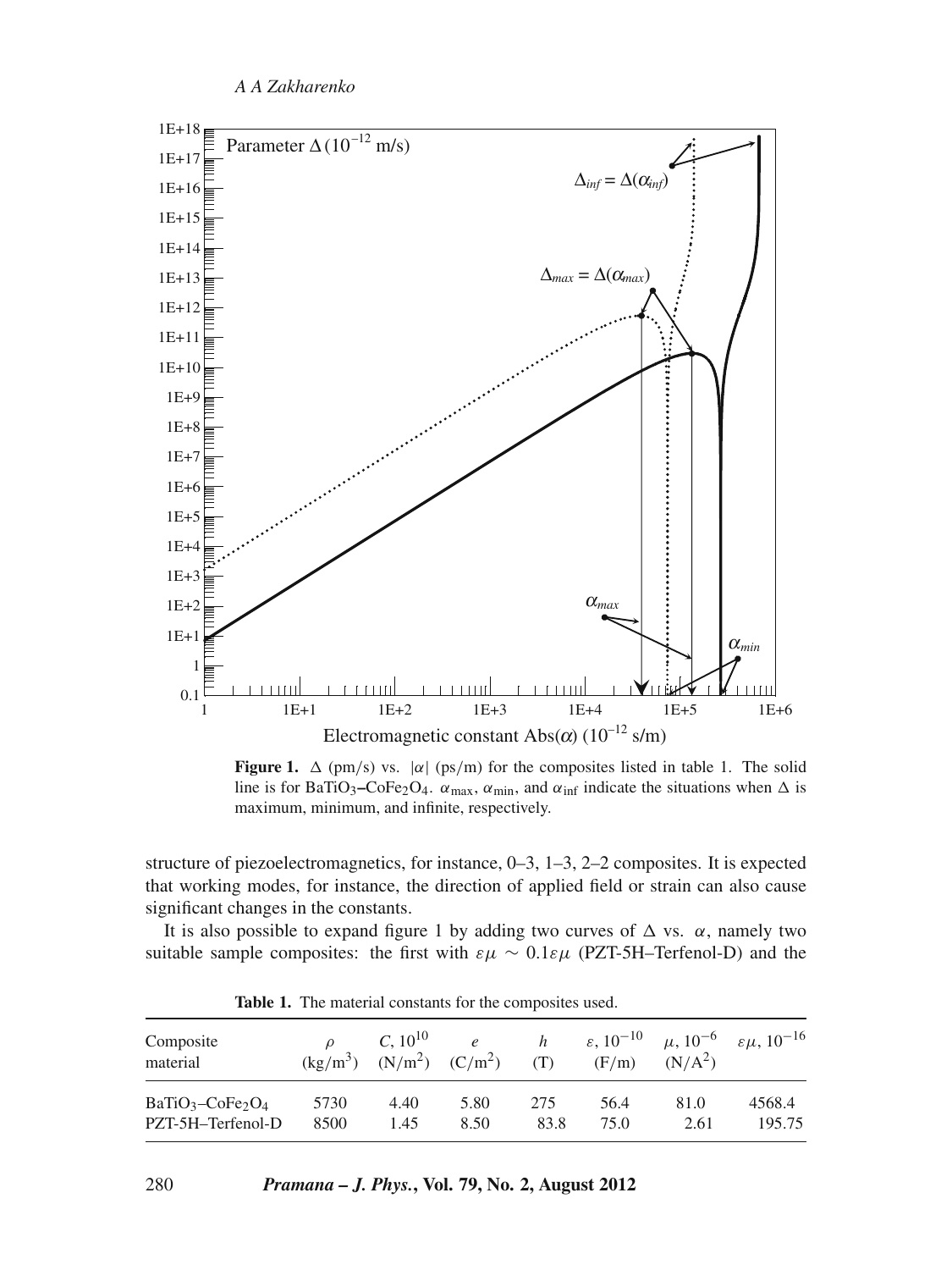**Figure 1.** $\Delta$ (pm/s) vs. $|\alpha|$ (ps/m) for the composites listed in table 1. The solid line is for $BaTiO_3$–$CoFe_2O_4$. $\alpha_{\max}$, $\alpha_{\min}$, and $\alpha_{\inf}$ indicate the situations when $\Delta$ is maximum, minimum, and infinite, respectively.

structure of piezoelectromagnetics, for instance, 0–3, 1–3, 2–2 composites. It is expected that working modes, for instance, the direction of applied field or strain can also cause significant changes in the constants.

It is also possible to expand figure 1 by adding two curves of $\Delta$ vs. $\alpha$, namely two suitable sample composites: the first with $\varepsilon\mu \sim 0.1\varepsilon\mu$ (PZT-5H–Terfenol-D) and the

**Table 1.** The material constants for the composites used.

| Composite material | $\rho$ (kg/m$^3$) | $C$, $10^{10}$ (N/m$^2$) | $e$ (C/m$^2$) | $h$ (T) | $\varepsilon$, $10^{-10}$ (F/m) | $\mu$, $10^{-6}$ (N/A$^2$) | $\varepsilon\mu$, $10^{-16}$ |
|---|---|---|---|---|---|---|---|
| $BaTiO_3$–$CoFe_2O_4$ | 5730 | 4.40 | 5.80 | 275 | 56.4 | 81.0 | 4568.4 |
| PZT-5H–Terfenol-D | 8500 | 1.45 | 8.50 | 83.8 | 75.0 | 2.61 | 195.75 |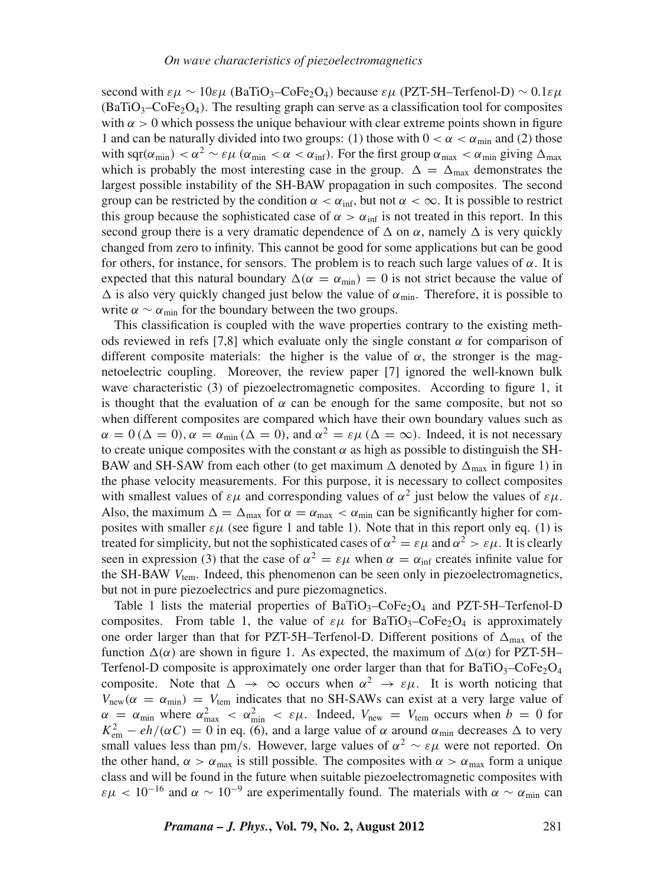second with $\varepsilon\mu \sim 10\varepsilon\mu$ ($BaTiO_3$–$CoFe_2O_4$) because $\varepsilon\mu$ (PZT-5H–Terfenol-D) $\sim 0.1\varepsilon\mu$ ($BaTiO_3$–$CoFe_2O_4$). The resulting graph can serve as a classification tool for composites with $\alpha > 0$ which possess the unique behaviour with clear extreme points shown in figure 1 and can be naturally divided into two groups: (1) those with $0 < \alpha < \alpha_{\min}$ and (2) those with $\text{sqr}(\alpha_{\min}) < \alpha^2 \sim \varepsilon\mu$ ($\alpha_{\min} < \alpha < \alpha_{\inf}$). For the first group $\alpha_{\max} < \alpha_{\min}$ giving $\Delta_{\max}$ which is probably the most interesting case in the group. $\Delta = \Delta_{\max}$ demonstrates the largest possible instability of the SH-BAW propagation in such composites. The second group can be restricted by the condition $\alpha < \alpha_{\inf}$, but not $\alpha < \infty$. It is possible to restrict this group because the sophisticated case of $\alpha > \alpha_{\inf}$ is not treated in this report. In this second group there is a very dramatic dependence of $\Delta$ on $\alpha$, namely $\Delta$ is very quickly changed from zero to infinity. This cannot be good for some applications but can be good for others, for instance, for sensors. The problem is to reach such large values of $\alpha$. It is expected that this natural boundary $\Delta(\alpha = \alpha_{\min}) = 0$ is not strict because the value of $\Delta$ is also very quickly changed just below the value of $\alpha_{\min}$. Therefore, it is possible to write $\alpha \sim \alpha_{\min}$ for the boundary between the two groups.

This classification is coupled with the wave properties contrary to the existing methods reviewed in refs [7,8] which evaluate only the single constant $\alpha$ for comparison of different composite materials: the higher is the value of $\alpha$, the stronger is the magnetoelectric coupling. Moreover, the review paper [7] ignored the well-known bulk wave characteristic (3) of piezoelectromagnetic composites. According to figure 1, it is thought that the evaluation of $\alpha$ can be enough for the same composite, but not so when different composites are compared which have their own boundary values such as $\alpha = 0\,(\Delta = 0)$, $\alpha = \alpha_{\min}\,(\Delta = 0)$, and $\alpha^2 = \varepsilon\mu\,(\Delta = \infty)$. Indeed, it is not necessary to create unique composites with the constant $\alpha$ as high as possible to distinguish the SH-BAW and SH-SAW from each other (to get maximum $\Delta$ denoted by $\Delta_{\max}$ in figure 1) in the phase velocity measurements. For this purpose, it is necessary to collect composites with smallest values of $\varepsilon\mu$ and corresponding values of $\alpha^2$ just below the values of $\varepsilon\mu$. Also, the maximum $\Delta = \Delta_{\max}$ for $\alpha = \alpha_{\max} < \alpha_{\min}$ can be significantly higher for composites with smaller $\varepsilon\mu$ (see figure 1 and table 1). Note that in this report only eq. (1) is treated for simplicity, but not the sophisticated cases of $\alpha^2 = \varepsilon\mu$ and $\alpha^2 > \varepsilon\mu$. It is clearly seen in expression (3) that the case of $\alpha^2 = \varepsilon\mu$ when $\alpha = \alpha_{\inf}$ creates infinite value for the SH-BAW $V_{\text{tem}}$. Indeed, this phenomenon can be seen only in piezoelectromagnetics, but not in pure piezoelectrics and pure piezomagnetics.

Table 1 lists the material properties of $BaTiO_3$–$CoFe_2O_4$ and PZT-5H–Terfenol-D composites. From table 1, the value of $\varepsilon\mu$ for $BaTiO_3$–$CoFe_2O_4$ is approximately one order larger than that for PZT-5H–Terfenol-D. Different positions of $\Delta_{\max}$ of the function $\Delta(\alpha)$ are shown in figure 1. As expected, the maximum of $\Delta(\alpha)$ for PZT-5H–Terfenol-D composite is approximately one order larger than that for $BaTiO_3$–$CoFe_2O_4$ composite. Note that $\Delta \to \infty$ occurs when $\alpha^2 \to \varepsilon\mu$. It is worth noticing that $V_{\text{new}}(\alpha = \alpha_{\min}) = V_{\text{tem}}$ indicates that no SH-SAWs can exist at a very large value of $\alpha = \alpha_{\min}$ where $\alpha_{\max}^2 < \alpha_{\min}^2 < \varepsilon\mu$. Indeed, $V_{\text{new}} = V_{\text{tem}}$ occurs when $b = 0$ for $K_{\text{em}}^2 - eh/(\alpha C) = 0$ in eq. (6), and a large value of $\alpha$ around $\alpha_{\min}$ decreases $\Delta$ to very small values less than pm/s. However, large values of $\alpha^2 \sim \varepsilon\mu$ were not reported. On the other hand, $\alpha > \alpha_{\max}$ is still possible. The composites with $\alpha > \alpha_{\max}$ form a unique class and will be found in the future when suitable piezoelectromagnetic composites with $\varepsilon\mu < 10^{-16}$ and $\alpha \sim 10^{-9}$ are experimentally found. The materials with $\alpha \sim \alpha_{\min}$ can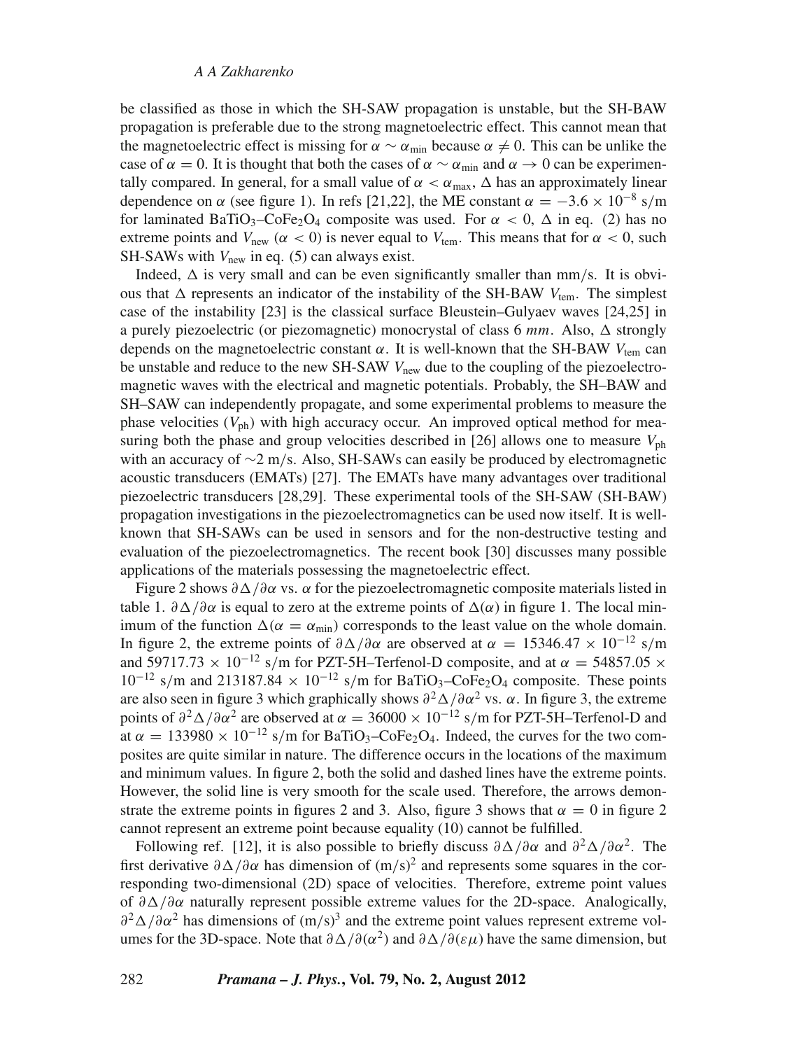be classified as those in which the SH-SAW propagation is unstable, but the SH-BAW propagation is preferable due to the strong magnetoelectric effect. This cannot mean that the magnetoelectric effect is missing for $\alpha \sim \alpha_{\min}$ because $\alpha \neq 0$. This can be unlike the case of $\alpha = 0$. It is thought that both the cases of $\alpha \sim \alpha_{\min}$ and $\alpha \to 0$ can be experimentally compared. In general, for a small value of $\alpha < \alpha_{\max}$, $\Delta$ has an approximately linear dependence on $\alpha$ (see figure 1). In refs [21,22], the ME constant $\alpha = -3.6 \times 10^{-8}$ s/m for laminated $BaTiO_3$–$CoFe_2O_4$ composite was used. For $\alpha < 0$, $\Delta$ in eq. (2) has no extreme points and $V_{\text{new}}$ ($\alpha < 0$) is never equal to $V_{\text{tem}}$. This means that for $\alpha < 0$, such SH-SAWs with $V_{\text{new}}$ in eq. (5) can always exist.

Indeed, $\Delta$ is very small and can be even significantly smaller than mm/s. It is obvious that $\Delta$ represents an indicator of the instability of the SH-BAW $V_{\text{tem}}$. The simplest case of the instability [23] is the classical surface Bleustein–Gulyaev waves [24,25] in a purely piezoelectric (or piezomagnetic) monocrystal of class 6 *mm*. Also, $\Delta$ strongly depends on the magnetoelectric constant $\alpha$. It is well-known that the SH-BAW $V_{\text{tem}}$ can be unstable and reduce to the new SH-SAW $V_{\text{new}}$ due to the coupling of the piezoelectromagnetic waves with the electrical and magnetic potentials. Probably, the SH–BAW and SH–SAW can independently propagate, and some experimental problems to measure the phase velocities ($V_{\text{ph}}$) with high accuracy occur. An improved optical method for measuring both the phase and group velocities described in [26] allows one to measure $V_{\text{ph}}$ with an accuracy of ~2 m/s. Also, SH-SAWs can easily be produced by electromagnetic acoustic transducers (EMATs) [27]. The EMATs have many advantages over traditional piezoelectric transducers [28,29]. These experimental tools of the SH-SAW (SH-BAW) propagation investigations in the piezoelectromagnetics can be used now itself. It is well-known that SH-SAWs can be used in sensors and for the non-destructive testing and evaluation of the piezoelectromagnetics. The recent book [30] discusses many possible applications of the materials possessing the magnetoelectric effect.

Figure 2 shows $\partial\Delta/\partial\alpha$ vs. $\alpha$ for the piezoelectromagnetic composite materials listed in table 1. $\partial\Delta/\partial\alpha$ is equal to zero at the extreme points of $\Delta(\alpha)$ in figure 1. The local minimum of the function $\Delta(\alpha = \alpha_{\min})$ corresponds to the least value on the whole domain. In figure 2, the extreme points of $\partial\Delta/\partial\alpha$ are observed at $\alpha = 15346.47 \times 10^{-12}$ s/m and $59717.73 \times 10^{-12}$ s/m for PZT-5H–Terfenol-D composite, and at $\alpha = 54857.05 \times 10^{-12}$ s/m and $213187.84 \times 10^{-12}$ s/m for $BaTiO_3$–$CoFe_2O_4$ composite. These points are also seen in figure 3 which graphically shows $\partial^2\Delta/\partial\alpha^2$ vs. $\alpha$. In figure 3, the extreme points of $\partial^2\Delta/\partial\alpha^2$ are observed at $\alpha = 36000 \times 10^{-12}$ s/m for PZT-5H–Terfenol-D and at $\alpha = 133980 \times 10^{-12}$ s/m for $BaTiO_3$–$CoFe_2O_4$. Indeed, the curves for the two composites are quite similar in nature. The difference occurs in the locations of the maximum and minimum values. In figure 2, both the solid and dashed lines have the extreme points. However, the solid line is very smooth for the scale used. Therefore, the arrows demonstrate the extreme points in figures 2 and 3. Also, figure 3 shows that $\alpha = 0$ in figure 2 cannot represent an extreme point because equality (10) cannot be fulfilled.

Following ref. [12], it is also possible to briefly discuss $\partial\Delta/\partial\alpha$ and $\partial^2\Delta/\partial\alpha^2$. The first derivative $\partial\Delta/\partial\alpha$ has dimension of $(\text{m/s})^2$ and represents some squares in the corresponding two-dimensional (2D) space of velocities. Therefore, extreme point values of $\partial\Delta/\partial\alpha$ naturally represent possible extreme values for the 2D-space. Analogically, $\partial^2\Delta/\partial\alpha^2$ has dimensions of $(\text{m/s})^3$ and the extreme point values represent extreme volumes for the 3D-space. Note that $\partial\Delta/\partial(\alpha^2)$ and $\partial\Delta/\partial(\varepsilon\mu)$ have the same dimension, but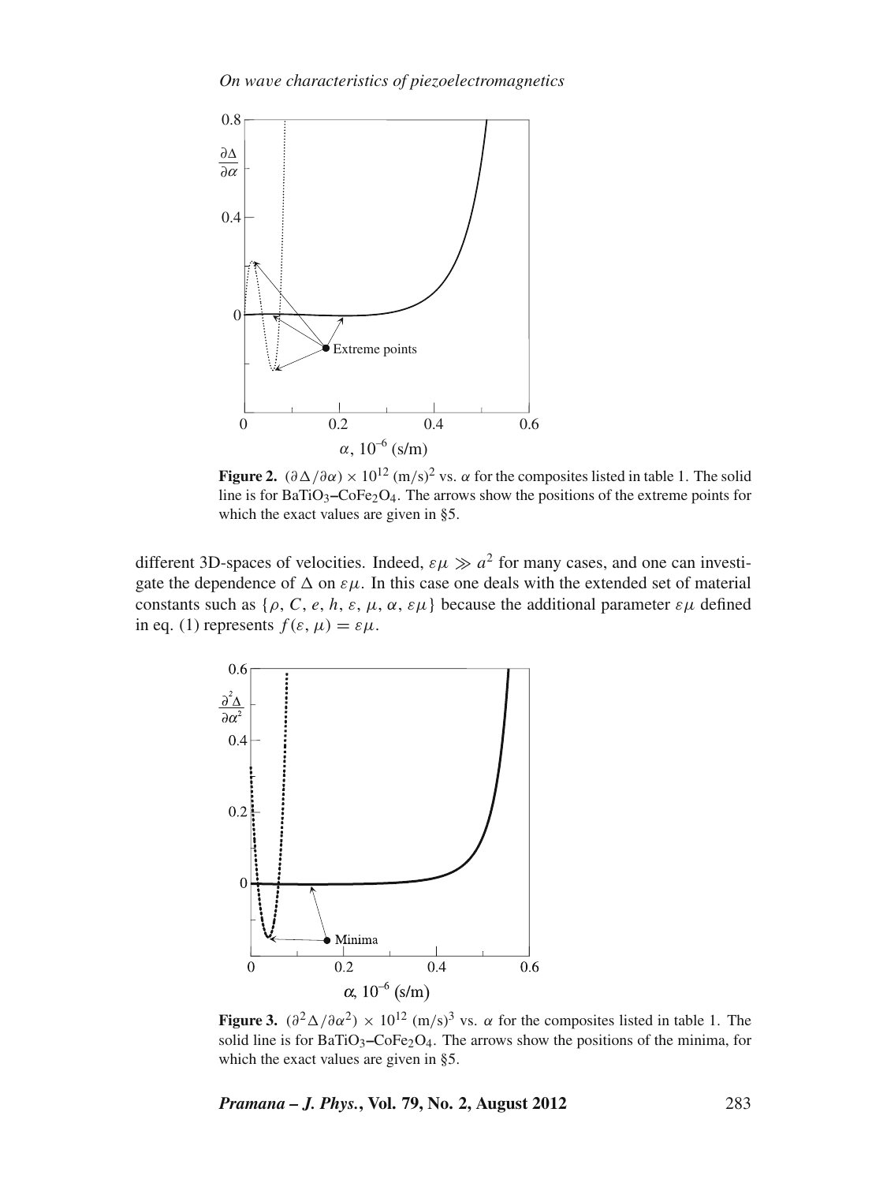**Figure 2.** $(\partial\Delta/\partial\alpha) \times 10^{12}$ (m/s)$^2$ vs. $\alpha$ for the composites listed in table 1. The solid line is for $BaTiO_3$–$CoFe_2O_4$. The arrows show the positions of the extreme points for which the exact values are given in §5.

different 3D-spaces of velocities. Indeed, $\varepsilon\mu \gg a^2$ for many cases, and one can investigate the dependence of $\Delta$ on $\varepsilon\mu$. In this case one deals with the extended set of material constants such as $\{\rho, C, e, h, \varepsilon, \mu, \alpha, \varepsilon\mu\}$ because the additional parameter $\varepsilon\mu$ defined in eq. (1) represents $f(\varepsilon, \mu) = \varepsilon\mu$.

**Figure 3.** $(\partial^2\Delta/\partial\alpha^2) \times 10^{12}$ (m/s)$^3$ vs. $\alpha$ for the composites listed in table 1. The solid line is for $BaTiO_3$–$CoFe_2O_4$. The arrows show the positions of the minima, for which the exact values are given in §5.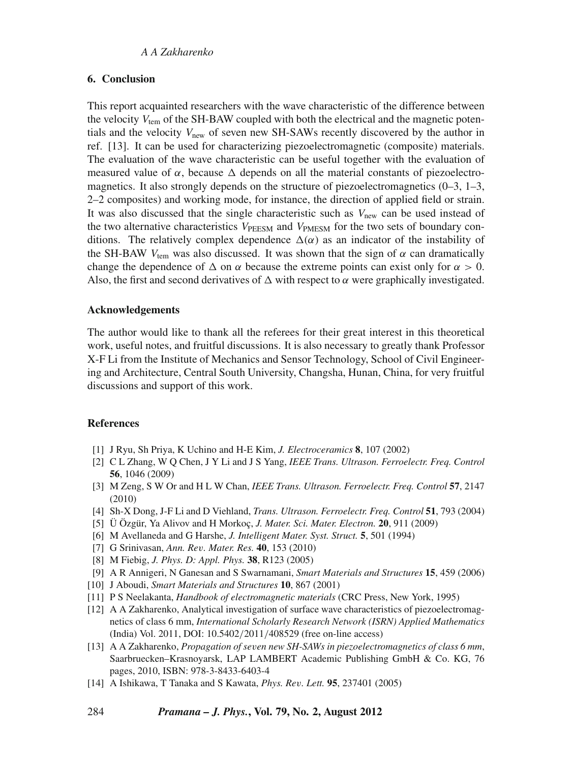## 6. Conclusion

This report acquainted researchers with the wave characteristic of the difference between the velocity $V_{\mathrm{tem}}$ of the SH-BAW coupled with both the electrical and the magnetic potentials and the velocity $V_{\mathrm{new}}$ of seven new SH-SAWs recently discovered by the author in ref. [13]. It can be used for characterizing piezoelectromagnetic (composite) materials. The evaluation of the wave characteristic can be useful together with the evaluation of measured value of $\alpha$, because $\Delta$ depends on all the material constants of piezoelectromagnetics. It also strongly depends on the structure of piezoelectromagnetics (0–3, 1–3, 2–2 composites) and working mode, for instance, the direction of applied field or strain. It was also discussed that the single characteristic such as $V_{\mathrm{new}}$ can be used instead of the two alternative characteristics $V_{\mathrm{PEESM}}$ and $V_{\mathrm{PMESM}}$ for the two sets of boundary conditions. The relatively complex dependence $\Delta(\alpha)$ as an indicator of the instability of the SH-BAW $V_{\mathrm{tem}}$ was also discussed. It was shown that the sign of $\alpha$ can dramatically change the dependence of $\Delta$ on $\alpha$ because the extreme points can exist only for $\alpha > 0$. Also, the first and second derivatives of $\Delta$ with respect to $\alpha$ were graphically investigated.

### Acknowledgements

The author would like to thank all the referees for their great interest in this theoretical work, useful notes, and fruitful discussions. It is also necessary to greatly thank Professor X-F Li from the Institute of Mechanics and Sensor Technology, School of Civil Engineering and Architecture, Central South University, Changsha, Hunan, China, for very fruitful discussions and support of this work.

### References

[1] J Ryu, Sh Priya, K Uchino and H-E Kim, *J. Electroceramics* **8**, 107 (2002)

[2] C L Zhang, W Q Chen, J Y Li and J S Yang, *IEEE Trans. Ultrason. Ferroelectr. Freq. Control* **56**, 1046 (2009)

[3] M Zeng, S W Or and H L W Chan, *IEEE Trans. Ultrason. Ferroelectr. Freq. Control* **57**, 2147 (2010)

[4] Sh-X Dong, J-F Li and D Viehland, *Trans. Ultrason. Ferroelectr. Freq. Control* **51**, 793 (2004)

[5] Ü Özgür, Ya Alivov and H Morkoç, *J. Mater. Sci. Mater. Electron.* **20**, 911 (2009)

[6] M Avellaneda and G Harshe, *J. Intelligent Mater. Syst. Struct.* **5**, 501 (1994)

[7] G Srinivasan, *Ann. Rev. Mater. Res.* **40**, 153 (2010)

[8] M Fiebig, *J. Phys. D: Appl. Phys.* **38**, R123 (2005)

[9] A R Annigeri, N Ganesan and S Swarnamani, *Smart Materials and Structures* **15**, 459 (2006)

[10] J Aboudi, *Smart Materials and Structures* **10**, 867 (2001)

[11] P S Neelakanta, *Handbook of electromagnetic materials* (CRC Press, New York, 1995)

[12] A A Zakharenko, Analytical investigation of surface wave characteristics of piezoelectromagnetics of class 6 mm, *International Scholarly Research Network (ISRN) Applied Mathematics* (India) Vol. 2011, DOI: 10.5402/2011/408529 (free on-line access)

[13] A A Zakharenko, *Propagation of seven new SH-SAWs in piezoelectromagnetics of class 6 mm*, Saarbruecken–Krasnoyarsk, LAP LAMBERT Academic Publishing GmbH & Co. KG, 76 pages, 2010, ISBN: 978-3-8433-6403-4

[14] A Ishikawa, T Tanaka and S Kawata, *Phys. Rev. Lett.* **95**, 237401 (2005)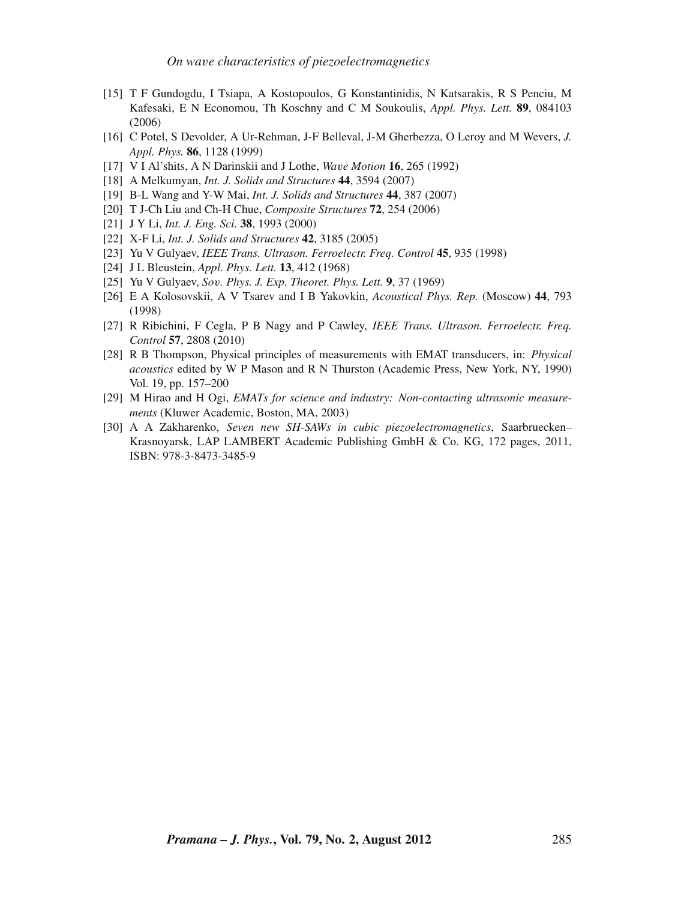[15] T F Gundogdu, I Tsiapa, A Kostopoulos, G Konstantinidis, N Katsarakis, R S Penciu, M Kafesaki, E N Economou, Th Koschny and C M Soukoulis, *Appl. Phys. Lett.* **89**, 084103 (2006)

[16] C Potel, S Devolder, A Ur-Rehman, J-F Belleval, J-M Gherbezza, O Leroy and M Wevers, *J. Appl. Phys.* **86**, 1128 (1999)

[17] V I Al'shits, A N Darinskii and J Lothe, *Wave Motion* **16**, 265 (1992)

[18] A Melkumyan, *Int. J. Solids and Structures* **44**, 3594 (2007)

[19] B-L Wang and Y-W Mai, *Int. J. Solids and Structures* **44**, 387 (2007)

[20] T J-Ch Liu and Ch-H Chue, *Composite Structures* **72**, 254 (2006)

[21] J Y Li, *Int. J. Eng. Sci.* **38**, 1993 (2000)

[22] X-F Li, *Int. J. Solids and Structures* **42**, 3185 (2005)

[23] Yu V Gulyaev, *IEEE Trans. Ultrason. Ferroelectr. Freq. Control* **45**, 935 (1998)

[24] J L Bleustein, *Appl. Phys. Lett.* **13**, 412 (1968)

[25] Yu V Gulyaev, *Sov. Phys. J. Exp. Theoret. Phys. Lett.* **9**, 37 (1969)

[26] E A Kolosovskii, A V Tsarev and I B Yakovkin, *Acoustical Phys. Rep.* (Moscow) **44**, 793 (1998)

[27] R Ribichini, F Cegla, P B Nagy and P Cawley, *IEEE Trans. Ultrason. Ferroelectr. Freq. Control* **57**, 2808 (2010)

[28] R B Thompson, Physical principles of measurements with EMAT transducers, in: *Physical acoustics* edited by W P Mason and R N Thurston (Academic Press, New York, NY, 1990) Vol. 19, pp. 157–200

[29] M Hirao and H Ogi, *EMATs for science and industry: Non-contacting ultrasonic measurements* (Kluwer Academic, Boston, MA, 2003)

[30] A A Zakharenko, *Seven new SH-SAWs in cubic piezoelectromagnetics*, Saarbruecken–Krasnoyarsk, LAP LAMBERT Academic Publishing GmbH & Co. KG, 172 pages, 2011, ISBN: 978-3-8473-3485-9